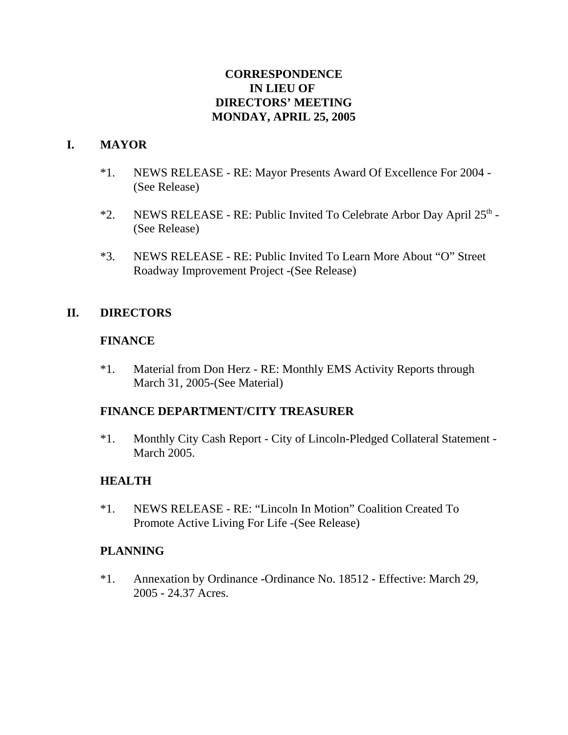# CORRESPONDENCE IN LIEU OF DIRECTORS' MEETING MONDAY, APRIL 25, 2005

## I. MAYOR

*1. NEWS RELEASE - RE: Mayor Presents Award Of Excellence For 2004 - (See Release)

*2. NEWS RELEASE - RE: Public Invited To Celebrate Arbor Day April 25th - (See Release)

*3. NEWS RELEASE - RE: Public Invited To Learn More About "O" Street Roadway Improvement Project -(See Release)

## II. DIRECTORS

### FINANCE

*1. Material from Don Herz - RE: Monthly EMS Activity Reports through March 31, 2005-(See Material)

### FINANCE DEPARTMENT/CITY TREASURER

*1. Monthly City Cash Report - City of Lincoln-Pledged Collateral Statement - March 2005.

### HEALTH

*1. NEWS RELEASE - RE: "Lincoln In Motion" Coalition Created To Promote Active Living For Life -(See Release)

### PLANNING

*1. Annexation by Ordinance -Ordinance No. 18512 - Effective: March 29, 2005 - 24.37 Acres.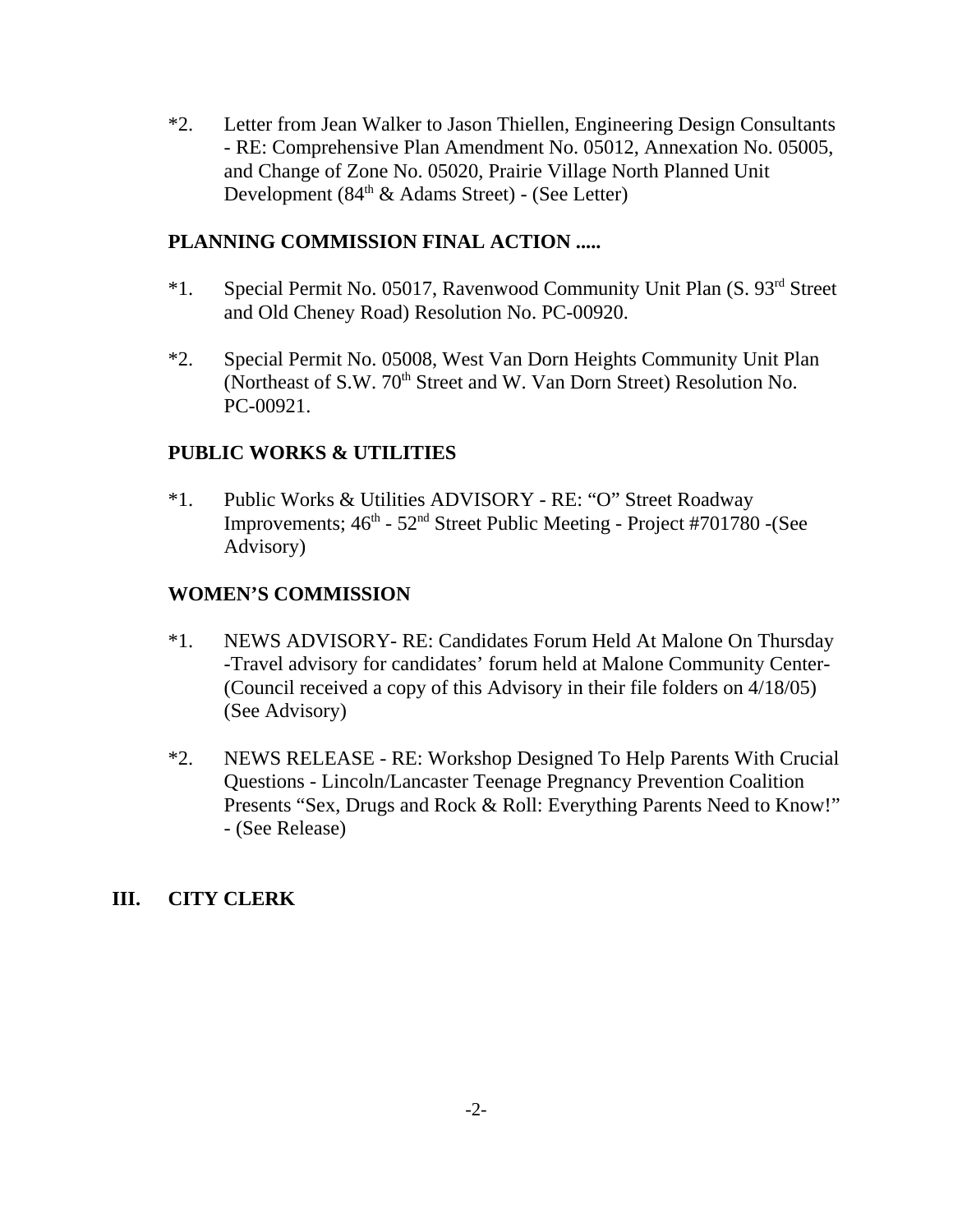*2. Letter from Jean Walker to Jason Thiellen, Engineering Design Consultants - RE: Comprehensive Plan Amendment No. 05012, Annexation No. 05005, and Change of Zone No. 05020, Prairie Village North Planned Unit Development (84th & Adams Street) - (See Letter)

### PLANNING COMMISSION FINAL ACTION .....

*1. Special Permit No. 05017, Ravenwood Community Unit Plan (S. 93rd Street and Old Cheney Road) Resolution No. PC-00920.

*2. Special Permit No. 05008, West Van Dorn Heights Community Unit Plan (Northeast of S.W. 70th Street and W. Van Dorn Street) Resolution No. PC-00921.

### PUBLIC WORKS & UTILITIES

*1. Public Works & Utilities ADVISORY - RE: "O" Street Roadway Improvements; 46th - 52nd Street Public Meeting - Project #701780 -(See Advisory)

### WOMEN'S COMMISSION

*1. NEWS ADVISORY- RE: Candidates Forum Held At Malone On Thursday -Travel advisory for candidates' forum held at Malone Community Center- (Council received a copy of this Advisory in their file folders on 4/18/05) (See Advisory)

*2. NEWS RELEASE - RE: Workshop Designed To Help Parents With Crucial Questions - Lincoln/Lancaster Teenage Pregnancy Prevention Coalition Presents "Sex, Drugs and Rock & Roll: Everything Parents Need to Know!" - (See Release)

## III. CITY CLERK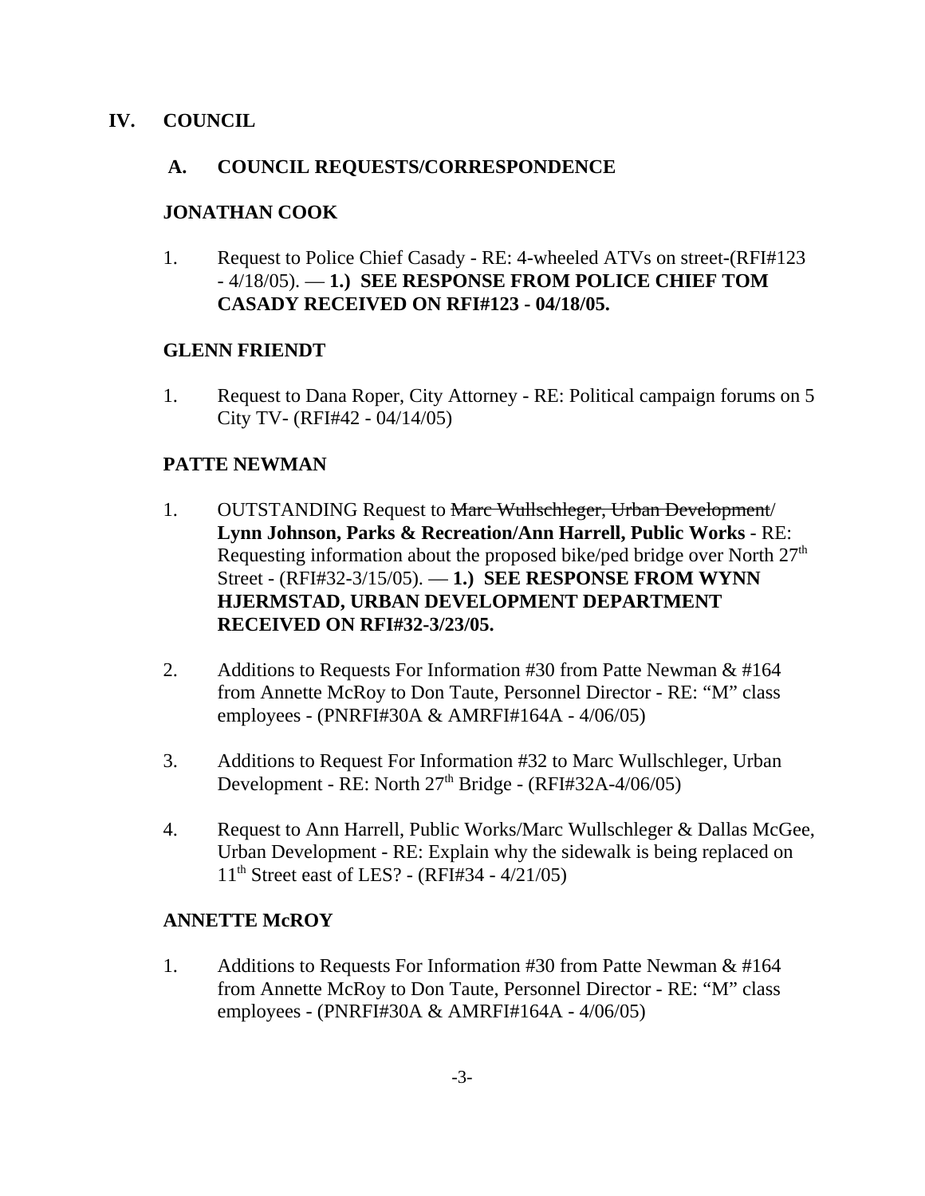# IV. COUNCIL

## A. COUNCIL REQUESTS/CORRESPONDENCE

### JONATHAN COOK

1. Request to Police Chief Casady - RE: 4-wheeled ATVs on street-(RFI#123 - 4/18/05). — **1.) SEE RESPONSE FROM POLICE CHIEF TOM CASADY RECEIVED ON RFI#123 - 04/18/05.**

### GLENN FRIENDT

1. Request to Dana Roper, City Attorney - RE: Political campaign forums on 5 City TV- (RFI#42 - 04/14/05)

### PATTE NEWMAN

1. OUTSTANDING Request to ~~Marc Wullschleger, Urban Development~~/ **Lynn Johnson, Parks & Recreation/Ann Harrell, Public Works** - RE: Requesting information about the proposed bike/ped bridge over North 27th Street - (RFI#32-3/15/05). — **1.) SEE RESPONSE FROM WYNN HJERMSTAD, URBAN DEVELOPMENT DEPARTMENT RECEIVED ON RFI#32-3/23/05.**

2. Additions to Requests For Information #30 from Patte Newman & #164 from Annette McRoy to Don Taute, Personnel Director - RE: "M" class employees - (PNRFI#30A & AMRFI#164A - 4/06/05)

3. Additions to Request For Information #32 to Marc Wullschleger, Urban Development - RE: North 27th Bridge - (RFI#32A-4/06/05)

4. Request to Ann Harrell, Public Works/Marc Wullschleger & Dallas McGee, Urban Development - RE: Explain why the sidewalk is being replaced on 11th Street east of LES? - (RFI#34 - 4/21/05)

### ANNETTE McROY

1. Additions to Requests For Information #30 from Patte Newman & #164 from Annette McRoy to Don Taute, Personnel Director - RE: "M" class employees - (PNRFI#30A & AMRFI#164A - 4/06/05)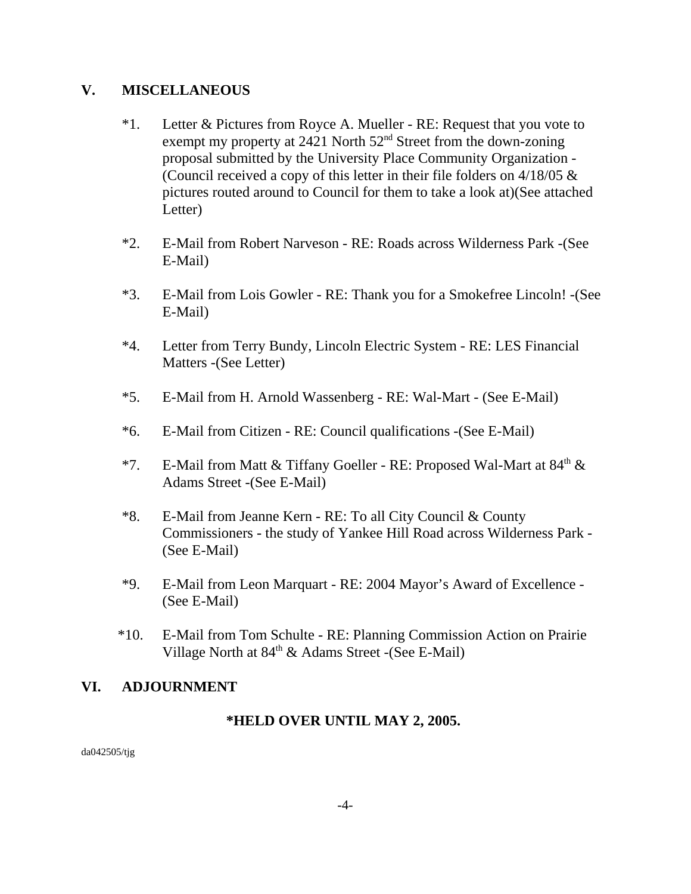## V. MISCELLANEOUS

*1. Letter & Pictures from Royce A. Mueller - RE: Request that you vote to exempt my property at 2421 North 52nd Street from the down-zoning proposal submitted by the University Place Community Organization - (Council received a copy of this letter in their file folders on 4/18/05 & pictures routed around to Council for them to take a look at)(See attached Letter)

*2. E-Mail from Robert Narveson - RE: Roads across Wilderness Park -(See E-Mail)

*3. E-Mail from Lois Gowler - RE: Thank you for a Smokefree Lincoln! -(See E-Mail)

*4. Letter from Terry Bundy, Lincoln Electric System - RE: LES Financial Matters -(See Letter)

*5. E-Mail from H. Arnold Wassenberg - RE: Wal-Mart - (See E-Mail)

*6. E-Mail from Citizen - RE: Council qualifications -(See E-Mail)

*7. E-Mail from Matt & Tiffany Goeller - RE: Proposed Wal-Mart at 84th & Adams Street -(See E-Mail)

*8. E-Mail from Jeanne Kern - RE: To all City Council & County Commissioners - the study of Yankee Hill Road across Wilderness Park - (See E-Mail)

*9. E-Mail from Leon Marquart - RE: 2004 Mayor's Award of Excellence - (See E-Mail)

*10. E-Mail from Tom Schulte - RE: Planning Commission Action on Prairie Village North at 84th & Adams Street -(See E-Mail)

## VI. ADJOURNMENT

**\*HELD OVER UNTIL MAY 2, 2005.**

da042505/tjg